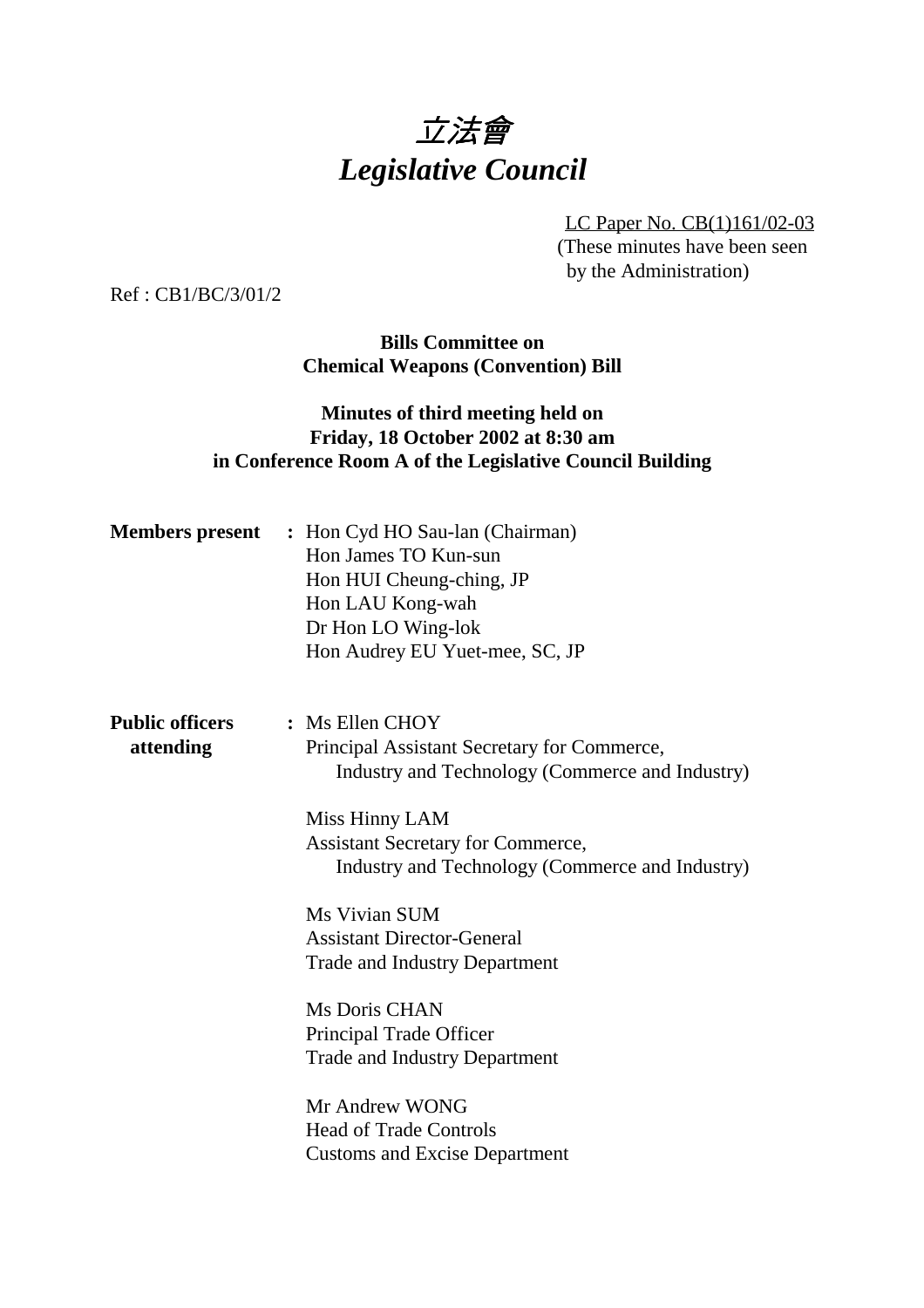# *立法會*
# *Legislative Council*

LC Paper No. CB(1)161/02-03
(These minutes have been seen by the Administration)

Ref : CB1/BC/3/01/2

**Bills Committee on**
**Chemical Weapons (Convention) Bill**

**Minutes of third meeting held on**
**Friday, 18 October 2002 at 8:30 am**
**in Conference Room A of the Legislative Council Building**

**Members present :** Hon Cyd HO Sau-lan (Chairman)
Hon James TO Kun-sun
Hon HUI Cheung-ching, JP
Hon LAU Kong-wah
Dr Hon LO Wing-lok
Hon Audrey EU Yuet-mee, SC, JP

**Public officers attending :** Ms Ellen CHOY
Principal Assistant Secretary for Commerce, Industry and Technology (Commerce and Industry)

Miss Hinny LAM
Assistant Secretary for Commerce, Industry and Technology (Commerce and Industry)

Ms Vivian SUM
Assistant Director-General
Trade and Industry Department

Ms Doris CHAN
Principal Trade Officer
Trade and Industry Department

Mr Andrew WONG
Head of Trade Controls
Customs and Excise Department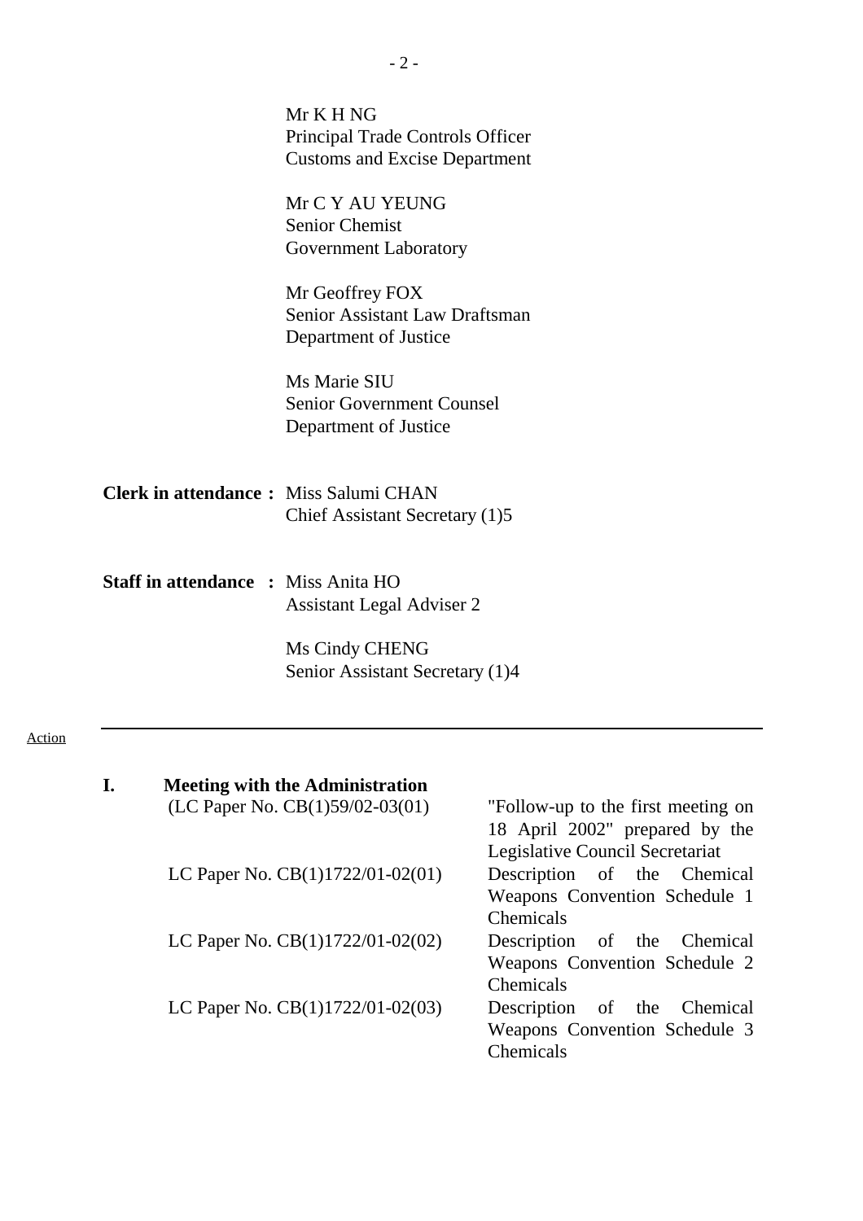Mr K H NG
Principal Trade Controls Officer
Customs and Excise Department

Mr C Y AU YEUNG
Senior Chemist
Government Laboratory

Mr Geoffrey FOX
Senior Assistant Law Draftsman
Department of Justice

Ms Marie SIU
Senior Government Counsel
Department of Justice

**Clerk in attendance :** Miss Salumi CHAN
Chief Assistant Secretary (1)5

**Staff in attendance :** Miss Anita HO
Assistant Legal Adviser 2

Ms Cindy CHENG
Senior Assistant Secretary (1)4

---

Action

## I. Meeting with the Administration

| | |
|---|---|
| (LC Paper No. CB(1)59/02-03(01) | "Follow-up to the first meeting on 18 April 2002" prepared by the Legislative Council Secretariat |
| LC Paper No. CB(1)1722/01-02(01) | Description of the Chemical Weapons Convention Schedule 1 Chemicals |
| LC Paper No. CB(1)1722/01-02(02) | Description of the Chemical Weapons Convention Schedule 2 Chemicals |
| LC Paper No. CB(1)1722/01-02(03) | Description of the Chemical Weapons Convention Schedule 3 Chemicals |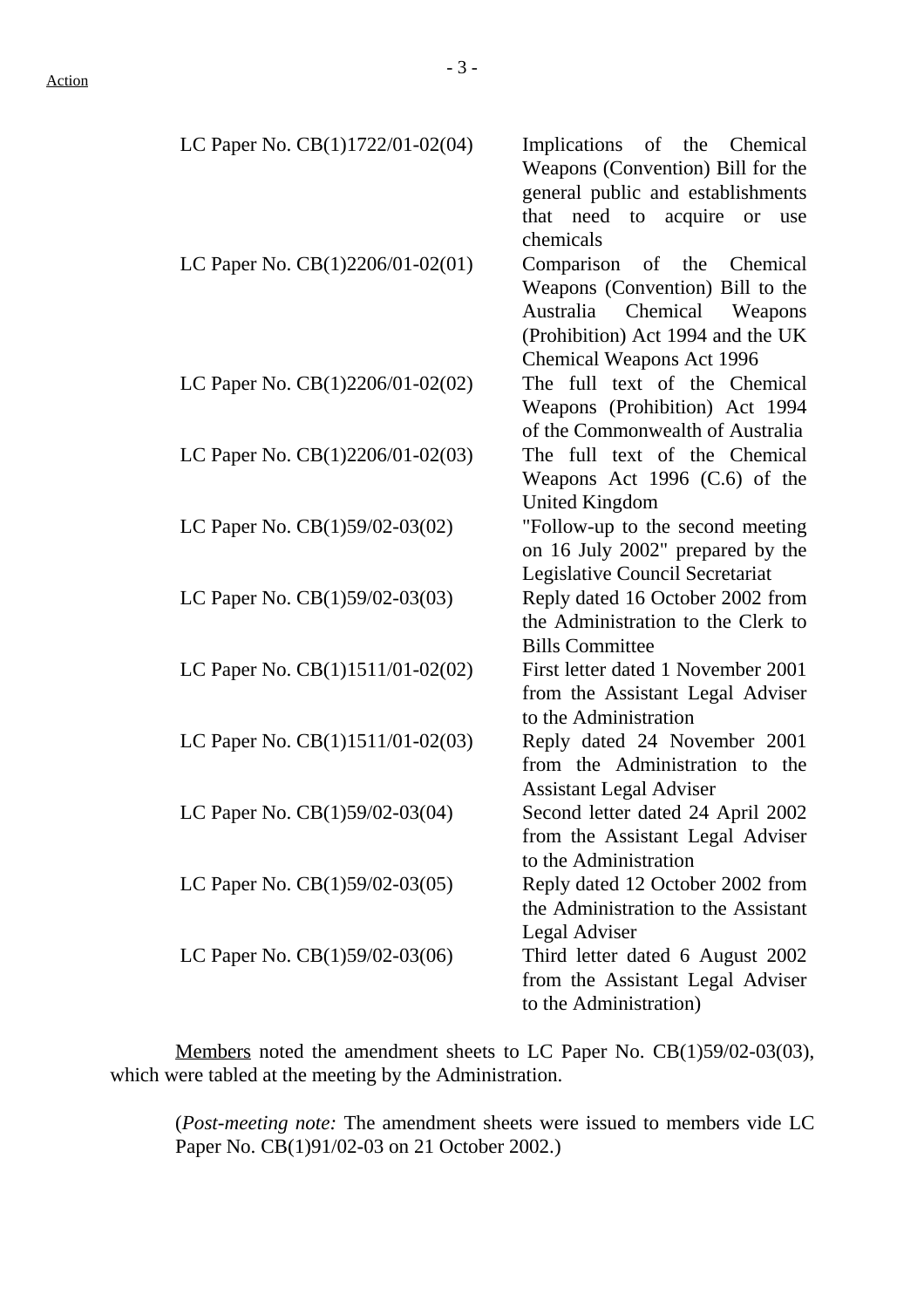Action

| | |
|---|---|
| LC Paper No. CB(1)1722/01-02(04) | Implications of the Chemical Weapons (Convention) Bill for the general public and establishments that need to acquire or use chemicals |
| LC Paper No. CB(1)2206/01-02(01) | Comparison of the Chemical Weapons (Convention) Bill to the Australia Chemical Weapons (Prohibition) Act 1994 and the UK Chemical Weapons Act 1996 |
| LC Paper No. CB(1)2206/01-02(02) | The full text of the Chemical Weapons (Prohibition) Act 1994 of the Commonwealth of Australia |
| LC Paper No. CB(1)2206/01-02(03) | The full text of the Chemical Weapons Act 1996 (C.6) of the United Kingdom |
| LC Paper No. CB(1)59/02-03(02) | "Follow-up to the second meeting on 16 July 2002" prepared by the Legislative Council Secretariat |
| LC Paper No. CB(1)59/02-03(03) | Reply dated 16 October 2002 from the Administration to the Clerk to Bills Committee |
| LC Paper No. CB(1)1511/01-02(02) | First letter dated 1 November 2001 from the Assistant Legal Adviser to the Administration |
| LC Paper No. CB(1)1511/01-02(03) | Reply dated 24 November 2001 from the Administration to the Assistant Legal Adviser |
| LC Paper No. CB(1)59/02-03(04) | Second letter dated 24 April 2002 from the Assistant Legal Adviser to the Administration |
| LC Paper No. CB(1)59/02-03(05) | Reply dated 12 October 2002 from the Administration to the Assistant Legal Adviser |
| LC Paper No. CB(1)59/02-03(06) | Third letter dated 6 August 2002 from the Assistant Legal Adviser to the Administration) |

Members noted the amendment sheets to LC Paper No. CB(1)59/02-03(03), which were tabled at the meeting by the Administration.

(*Post-meeting note:* The amendment sheets were issued to members vide LC Paper No. CB(1)91/02-03 on 21 October 2002.)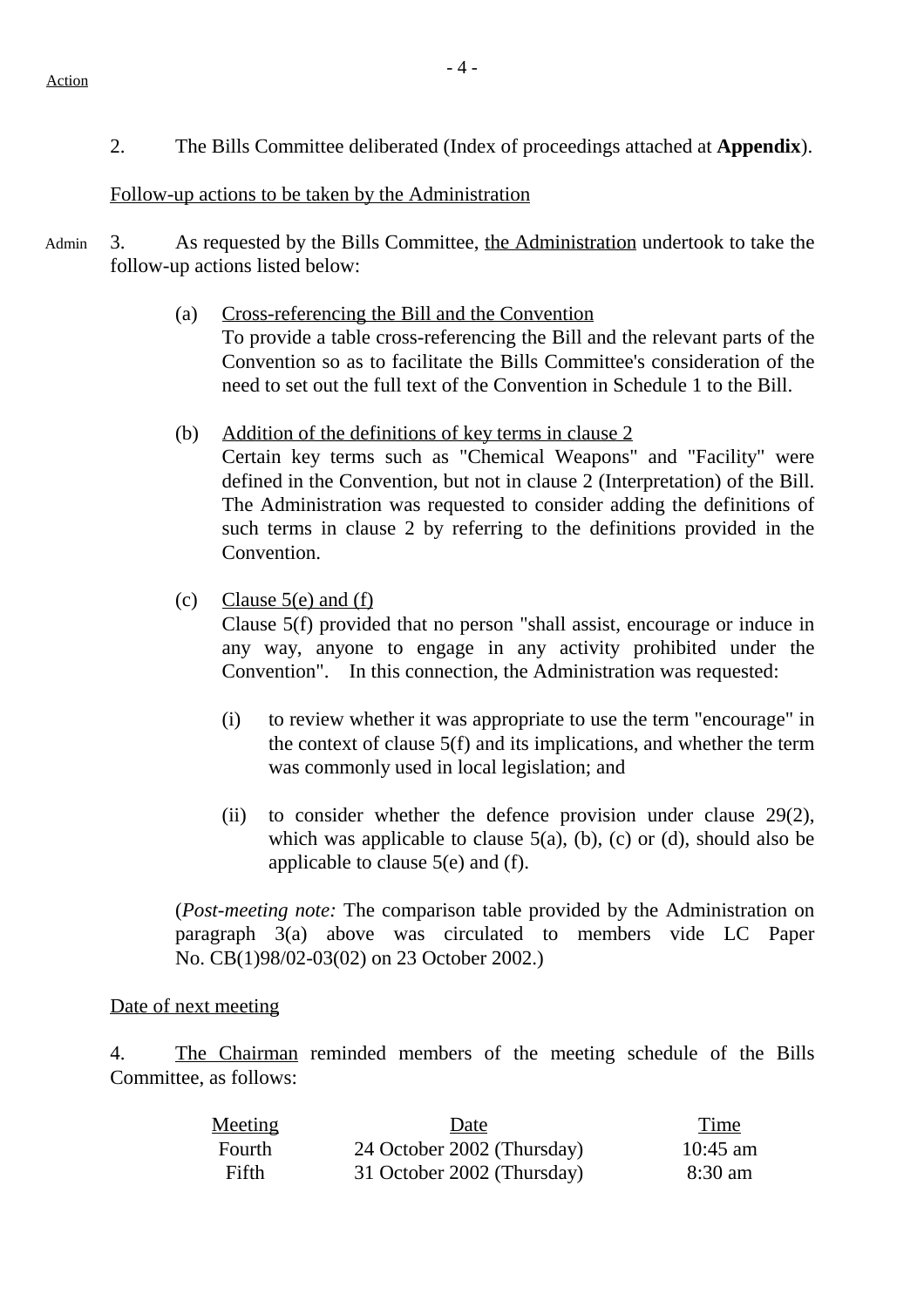Action

2. The Bills Committee deliberated (Index of proceedings attached at **Appendix**).

Follow-up actions to be taken by the Administration

Admin

3. As requested by the Bills Committee, the Administration undertook to take the follow-up actions listed below:

(a) Cross-referencing the Bill and the Convention
To provide a table cross-referencing the Bill and the relevant parts of the Convention so as to facilitate the Bills Committee's consideration of the need to set out the full text of the Convention in Schedule 1 to the Bill.

(b) Addition of the definitions of key terms in clause 2
Certain key terms such as "Chemical Weapons" and "Facility" were defined in the Convention, but not in clause 2 (Interpretation) of the Bill. The Administration was requested to consider adding the definitions of such terms in clause 2 by referring to the definitions provided in the Convention.

(c) Clause 5(e) and (f)
Clause 5(f) provided that no person "shall assist, encourage or induce in any way, anyone to engage in any activity prohibited under the Convention". In this connection, the Administration was requested:

(i) to review whether it was appropriate to use the term "encourage" in the context of clause 5(f) and its implications, and whether the term was commonly used in local legislation; and

(ii) to consider whether the defence provision under clause 29(2), which was applicable to clause 5(a), (b), (c) or (d), should also be applicable to clause 5(e) and (f).

(*Post-meeting note:* The comparison table provided by the Administration on paragraph 3(a) above was circulated to members vide LC Paper No. CB(1)98/02-03(02) on 23 October 2002.)

Date of next meeting

4. The Chairman reminded members of the meeting schedule of the Bills Committee, as follows:

| Meeting | Date | Time |
|---|---|---|
| Fourth | 24 October 2002 (Thursday) | 10:45 am |
| Fifth | 31 October 2002 (Thursday) | 8:30 am |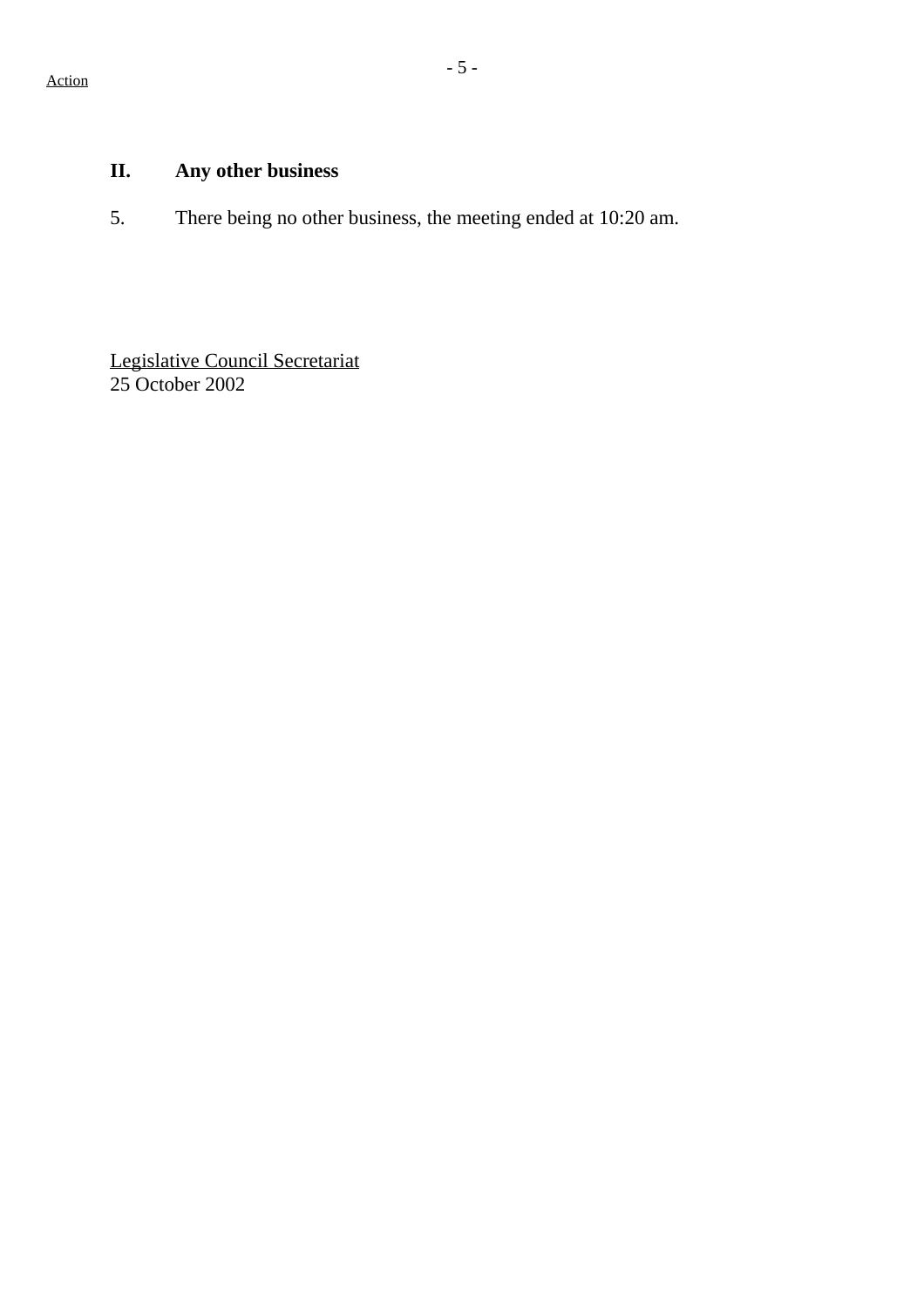## II. Any other business

5. There being no other business, the meeting ended at 10:20 am.

Legislative Council Secretariat
25 October 2002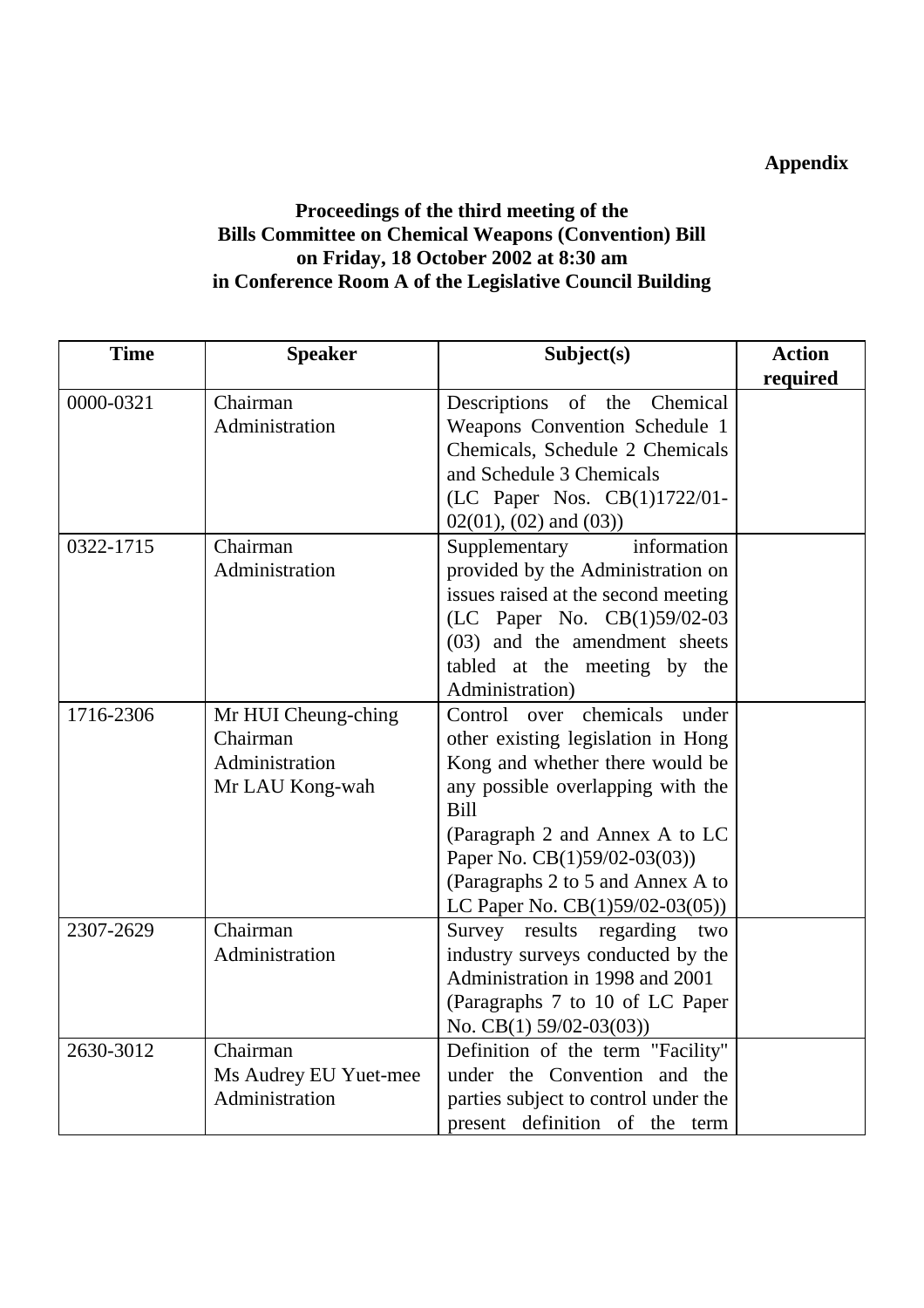**Appendix**

**Proceedings of the third meeting of the Bills Committee on Chemical Weapons (Convention) Bill on Friday, 18 October 2002 at 8:30 am in Conference Room A of the Legislative Council Building**

| Time | Speaker | Subject(s) | Action required |
|---|---|---|---|
| 0000-0321 | Chairman<br>Administration | Descriptions of the Chemical Weapons Convention Schedule 1 Chemicals, Schedule 2 Chemicals and Schedule 3 Chemicals<br>(LC Paper Nos. CB(1)1722/01-02(01), (02) and (03)) | |
| 0322-1715 | Chairman<br>Administration | Supplementary information provided by the Administration on issues raised at the second meeting (LC Paper No. CB(1)59/02-03 (03) and the amendment sheets tabled at the meeting by the Administration) | |
| 1716-2306 | Mr HUI Cheung-ching<br>Chairman<br>Administration<br>Mr LAU Kong-wah | Control over chemicals under other existing legislation in Hong Kong and whether there would be any possible overlapping with the Bill<br>(Paragraph 2 and Annex A to LC Paper No. CB(1)59/02-03(03))<br>(Paragraphs 2 to 5 and Annex A to LC Paper No. CB(1)59/02-03(05)) | |
| 2307-2629 | Chairman<br>Administration | Survey results regarding two industry surveys conducted by the Administration in 1998 and 2001<br>(Paragraphs 7 to 10 of LC Paper No. CB(1) 59/02-03(03)) | |
| 2630-3012 | Chairman<br>Ms Audrey EU Yuet-mee<br>Administration | Definition of the term "Facility" under the Convention and the parties subject to control under the present definition of the term | |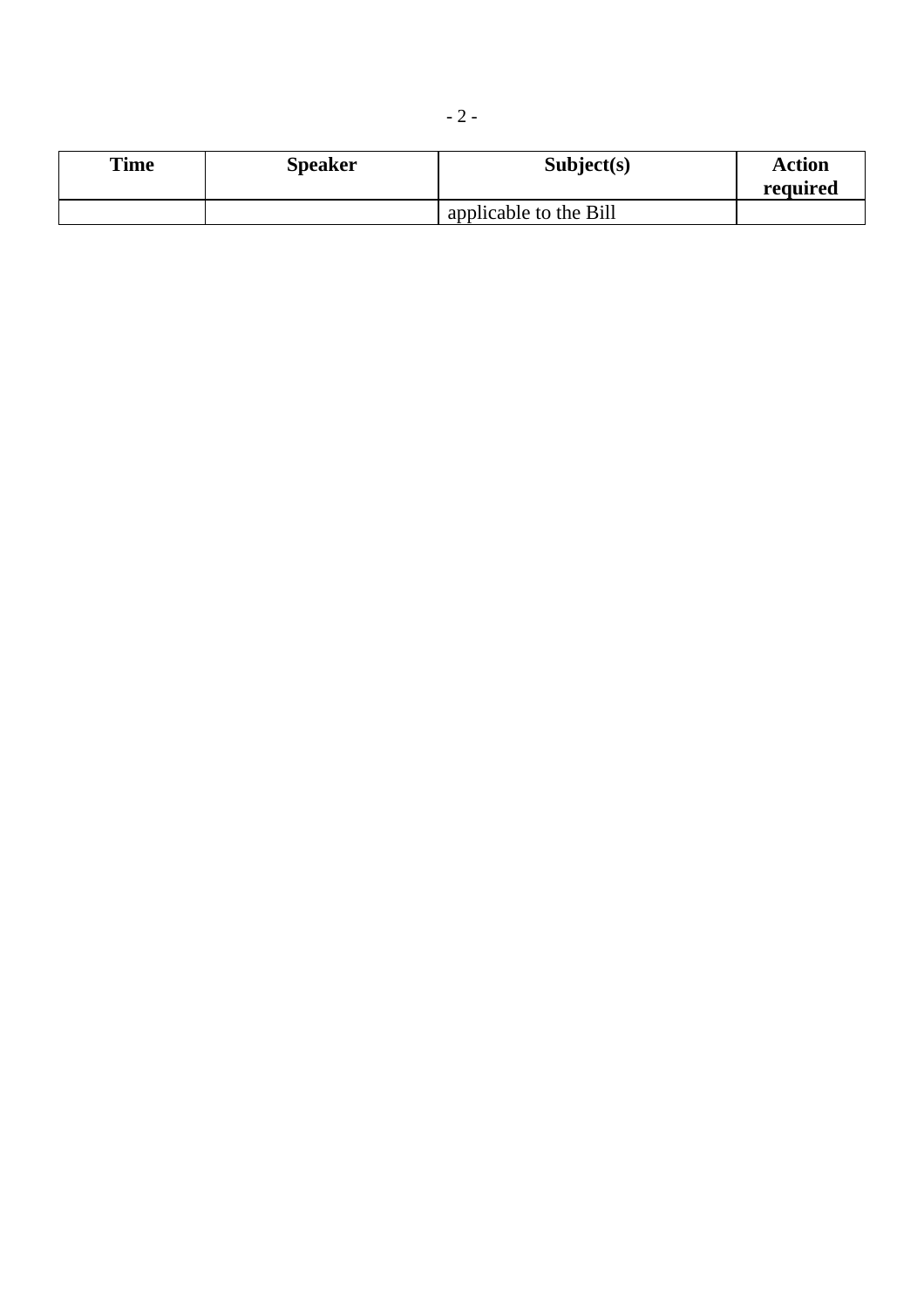| Time | Speaker | Subject(s) | Action required |
|---|---|---|---|
| | | applicable to the Bill | |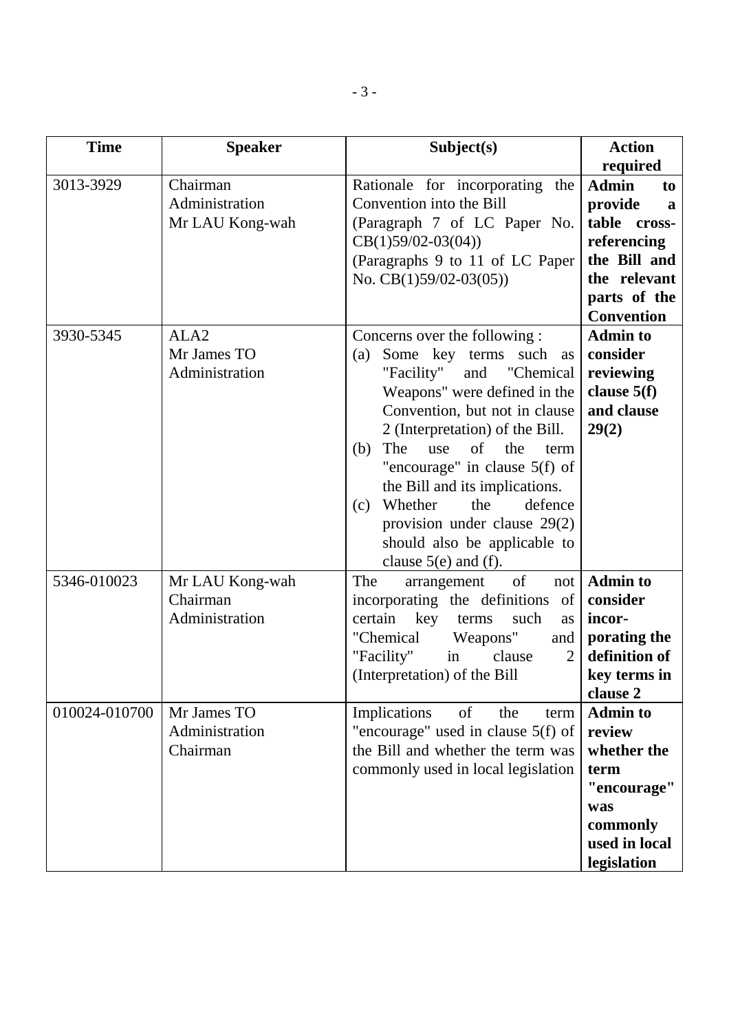| Time | Speaker | Subject(s) | Action required |
|---|---|---|---|
| 3013-3929 | Chairman<br>Administration<br>Mr LAU Kong-wah | Rationale for incorporating the Convention into the Bill<br>(Paragraph 7 of LC Paper No. CB(1)59/02-03(04))<br>(Paragraphs 9 to 11 of LC Paper No. CB(1)59/02-03(05)) | **Admin to provide a table cross-referencing the Bill and the relevant parts of the Convention** |
| 3930-5345 | ALA2<br>Mr James TO<br>Administration | Concerns over the following :<br>(a) Some key terms such as "Facility" and "Chemical Weapons" were defined in the Convention, but not in clause 2 (Interpretation) of the Bill.<br>(b) The use of the term "encourage" in clause 5(f) of the Bill and its implications.<br>(c) Whether the defence provision under clause 29(2) should also be applicable to clause 5(e) and (f). | **Admin to consider reviewing clause 5(f) and clause 29(2)** |
| 5346-010023 | Mr LAU Kong-wah<br>Chairman<br>Administration | The arrangement of not incorporating the definitions of certain key terms such as "Chemical Weapons" and "Facility" in clause 2 (Interpretation) of the Bill | **Admin to consider incor-porating the definition of key terms in clause 2** |
| 010024-010700 | Mr James TO<br>Administration<br>Chairman | Implications of the term "encourage" used in clause 5(f) of the Bill and whether the term was commonly used in local legislation | **Admin to review whether the term "encourage" was commonly used in local legislation** |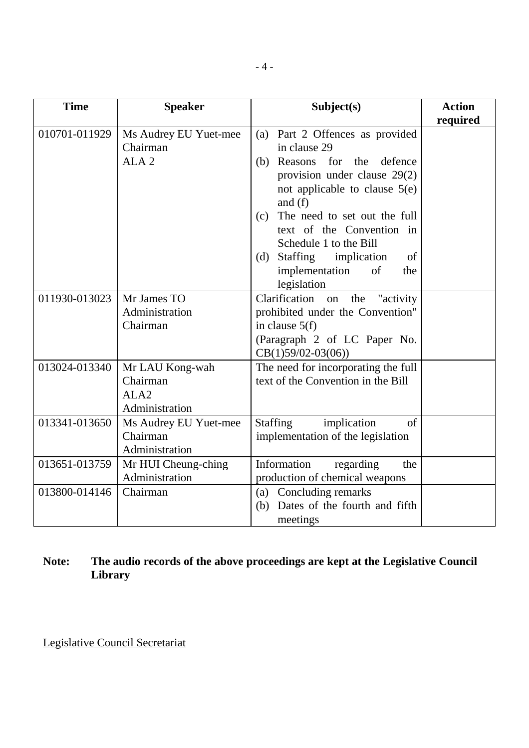| Time | Speaker | Subject(s) | Action required |
| --- | --- | --- | --- |
| 010701-011929 | Ms Audrey EU Yuet-mee<br>Chairman<br>ALA 2 | (a) Part 2 Offences as provided in clause 29<br>(b) Reasons for the defence provision under clause 29(2) not applicable to clause 5(e) and (f)<br>(c) The need to set out the full text of the Convention in Schedule 1 to the Bill<br>(d) Staffing implication of implementation of the legislation | |
| 011930-013023 | Mr James TO<br>Administration<br>Chairman | Clarification on the "activity prohibited under the Convention" in clause 5(f)<br>(Paragraph 2 of LC Paper No. CB(1)59/02-03(06)) | |
| 013024-013340 | Mr LAU Kong-wah<br>Chairman<br>ALA2<br>Administration | The need for incorporating the full text of the Convention in the Bill | |
| 013341-013650 | Ms Audrey EU Yuet-mee<br>Chairman<br>Administration | Staffing implication of implementation of the legislation | |
| 013651-013759 | Mr HUI Cheung-ching<br>Administration | Information regarding the production of chemical weapons | |
| 013800-014146 | Chairman | (a) Concluding remarks<br>(b) Dates of the fourth and fifth meetings | |

**Note: The audio records of the above proceedings are kept at the Legislative Council Library**

Legislative Council Secretariat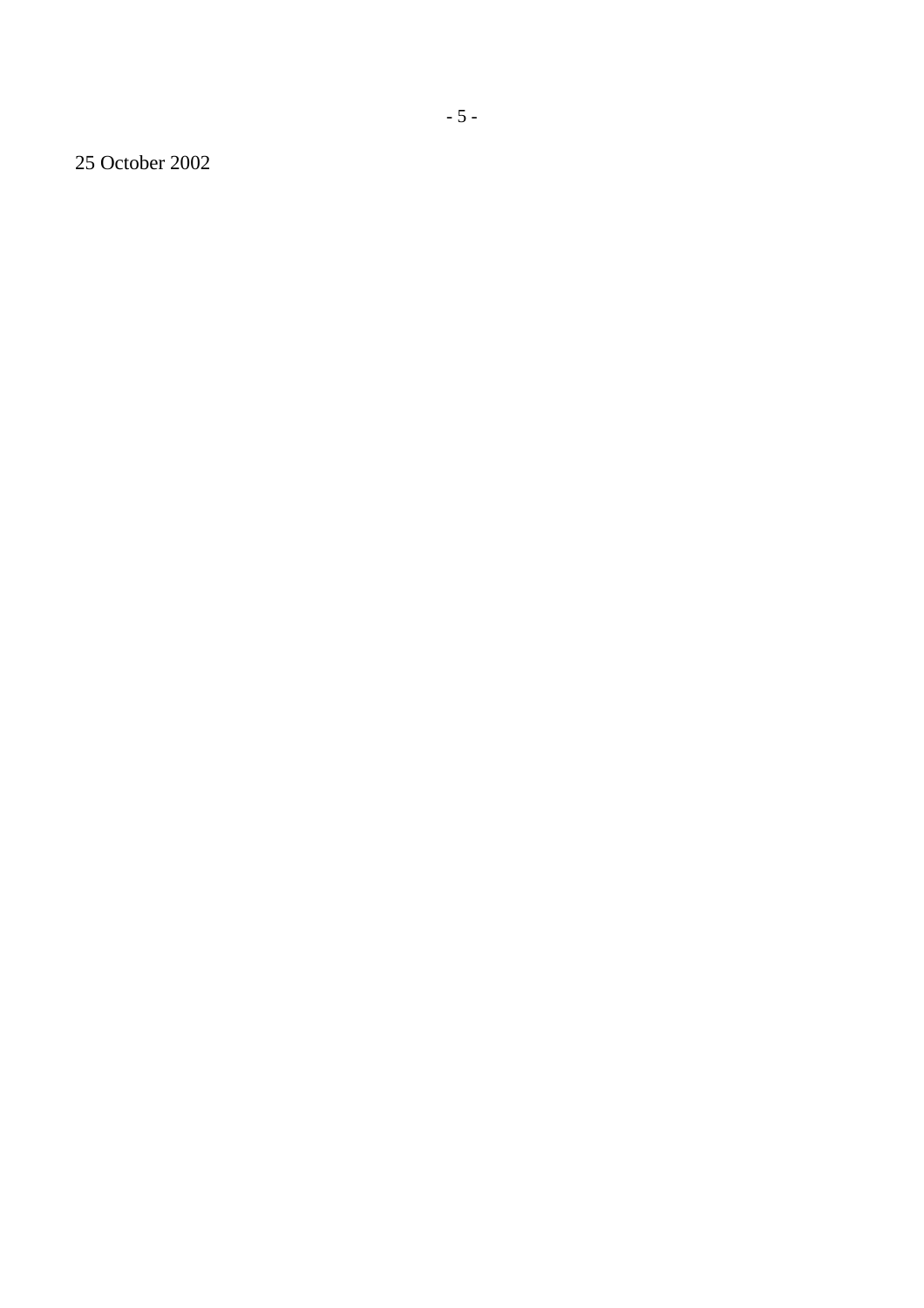25 October 2002